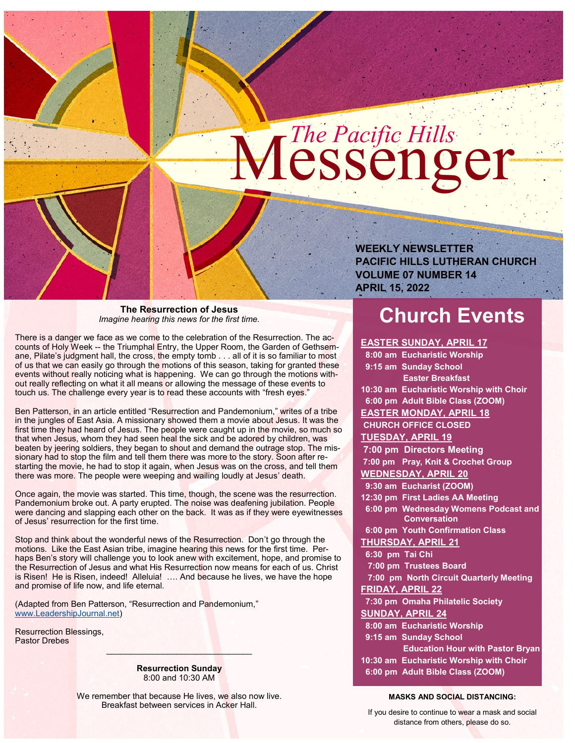# The Pacific Hills Messenger

**WEEKLY NEWSLETTER**
**PACIFIC HILLS LUTHERAN CHURCH**
**VOLUME 07 NUMBER 14**
**APRIL 15, 2022**

## The Resurrection of Jesus

*Imagine hearing this news for the first time.*

There is a danger we face as we come to the celebration of the Resurrection. The accounts of Holy Week -- the Triumphal Entry, the Upper Room, the Garden of Gethsemane, Pilate's judgment hall, the cross, the empty tomb . . . all of it is so familiar to most of us that we can easily go through the motions of this season, taking for granted these events without really noticing what is happening. We can go through the motions without really reflecting on what it all means or allowing the message of these events to touch us. The challenge every year is to read these accounts with "fresh eyes."

Ben Patterson, in an article entitled "Resurrection and Pandemonium," writes of a tribe in the jungles of East Asia. A missionary showed them a movie about Jesus. It was the first time they had heard of Jesus. The people were caught up in the movie, so much so that when Jesus, whom they had seen heal the sick and be adored by children, was beaten by jeering soldiers, they began to shout and demand the outrage stop. The missionary had to stop the film and tell them there was more to the story. Soon after restarting the movie, he had to stop it again, when Jesus was on the cross, and tell them there was more. The people were weeping and wailing loudly at Jesus' death.

Once again, the movie was started. This time, though, the scene was the resurrection. Pandemonium broke out. A party erupted. The noise was deafening jubilation. People were dancing and slapping each other on the back. It was as if they were eyewitnesses of Jesus' resurrection for the first time.

Stop and think about the wonderful news of the Resurrection. Don't go through the motions. Like the East Asian tribe, imagine hearing this news for the first time. Perhaps Ben's story will challenge you to look anew with excitement, hope, and promise to the Resurrection of Jesus and what His Resurrection now means for each of us. Christ is Risen! He is Risen, indeed! Alleluia! …. And because he lives, we have the hope and promise of life now, and life eternal.

(Adapted from Ben Patterson, "Resurrection and Pandemonium," www.LeadershipJournal.net)

Resurrection Blessings,
Pastor Drebes

---

**Resurrection Sunday**
8:00 and 10:30 AM

We remember that because He lives, we also now live.
Breakfast between services in Acker Hall.

## Church Events

**EASTER SUNDAY, APRIL 17**
- 8:00 am Eucharistic Worship
- 9:15 am Sunday School / Easter Breakfast
- 10:30 am Eucharistic Worship with Choir
- 6:00 pm Adult Bible Class (ZOOM)

**EASTER MONDAY, APRIL 18**
- CHURCH OFFICE CLOSED

**TUESDAY, APRIL 19**
- 7:00 pm Directors Meeting
- 7:00 pm Pray, Knit & Crochet Group

**WEDNESDAY, APRIL 20**
- 9:30 am Eucharist (ZOOM)
- 12:30 pm First Ladies AA Meeting
- 6:00 pm Wednesday Womens Podcast and Conversation
- 6:00 pm Youth Confirmation Class

**THURSDAY, APRIL 21**
- 6:30 pm Tai Chi
- 7:00 pm Trustees Board
- 7:00 pm North Circuit Quarterly Meeting

**FRIDAY, APRIL 22**
- 7:30 pm Omaha Philatelic Society

**SUNDAY, APRIL 24**
- 8:00 am Eucharistic Worship
- 9:15 am Sunday School / Education Hour with Pastor Bryan
- 10:30 am Eucharistic Worship with Choir
- 6:00 pm Adult Bible Class (ZOOM)

**MASKS AND SOCIAL DISTANCING:**

If you desire to continue to wear a mask and social distance from others, please do so.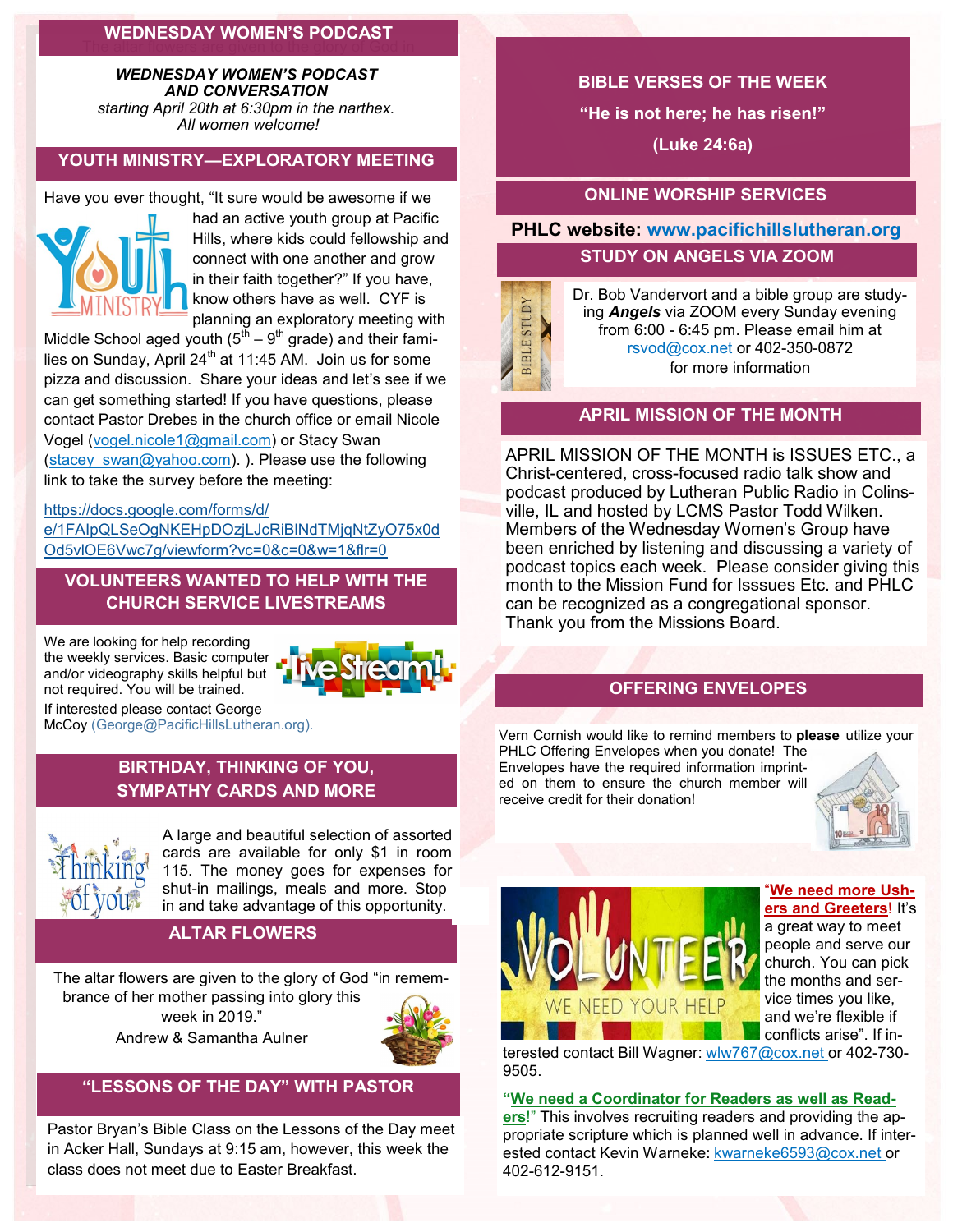## WEDNESDAY WOMEN'S PODCAST

***WEDNESDAY WOMEN'S PODCAST AND CONVERSATION***
*starting April 20th at 6:30pm in the narthex.*
*All women welcome!*

## YOUTH MINISTRY—EXPLORATORY MEETING

Have you ever thought, "It sure would be awesome if we had an active youth group at Pacific Hills, where kids could fellowship and connect with one another and grow in their faith together?" If you have, know others have as well. CYF is planning an exploratory meeting with Middle School aged youth (5th – 9th grade) and their families on Sunday, April 24th at 11:45 AM. Join us for some pizza and discussion. Share your ideas and let's see if we can get something started! If you have questions, please contact Pastor Drebes in the church office or email Nicole Vogel (vogel.nicole1@gmail.com) or Stacy Swan (stacey_swan@yahoo.com). ). Please use the following link to take the survey before the meeting:

https://docs.google.com/forms/d/e/1FAIpQLSeOgNKEHpDOzjLJcRiBlNdTMjqNtZyO75x0dOd5vlOE6Vwc7g/viewform?vc=0&c=0&w=1&flr=0

## VOLUNTEERS WANTED TO HELP WITH THE CHURCH SERVICE LIVESTREAMS

We are looking for help recording the weekly services. Basic computer and/or videography skills helpful but not required. You will be trained.
If interested please contact George McCoy (George@PacificHillsLutheran.org).

## BIRTHDAY, THINKING OF YOU, SYMPATHY CARDS AND MORE

A large and beautiful selection of assorted cards are available for only $1 in room 115. The money goes for expenses for shut-in mailings, meals and more. Stop in and take advantage of this opportunity.

## ALTAR FLOWERS

The altar flowers are given to the glory of God "in remembrance of her mother passing into glory this week in 2019."
Andrew & Samantha Aulner

## "LESSONS OF THE DAY" WITH PASTOR

Pastor Bryan's Bible Class on the Lessons of the Day meet in Acker Hall, Sundays at 9:15 am, however, this week the class does not meet due to Easter Breakfast.

## BIBLE VERSES OF THE WEEK

**"He is not here; he has risen!"**

**(Luke 24:6a)**

## ONLINE WORSHIP SERVICES

**PHLC website: www.pacifichillslutheran.org**

## STUDY ON ANGELS VIA ZOOM

Dr. Bob Vandervort and a bible group are studying ***Angels*** via ZOOM every Sunday evening from 6:00 - 6:45 pm. Please email him at rsvod@cox.net or 402-350-0872 for more information

## APRIL MISSION OF THE MONTH

APRIL MISSION OF THE MONTH is ISSUES ETC., a Christ-centered, cross-focused radio talk show and podcast produced by Lutheran Public Radio in Colinsville, IL and hosted by LCMS Pastor Todd Wilken. Members of the Wednesday Women's Group have been enriched by listening and discussing a variety of podcast topics each week. Please consider giving this month to the Mission Fund for Isssues Etc. and PHLC can be recognized as a congregational sponsor. Thank you from the Missions Board.

## OFFERING ENVELOPES

Vern Cornish would like to remind members to **please** utilize your PHLC Offering Envelopes when you donate! The Envelopes have the required information imprinted on them to ensure the church member will receive credit for their donation!

"**We need more Ushers and Greeters**! It's a great way to meet people and serve our church. You can pick the months and service times you like, and we're flexible if conflicts arise". If interested contact Bill Wagner: wlw767@cox.net or 402-730-9505.

"**We need a Coordinator for Readers as well as Readers**!" This involves recruiting readers and providing the appropriate scripture which is planned well in advance. If interested contact Kevin Warneke: kwarneke6593@cox.net or 402-612-9151.